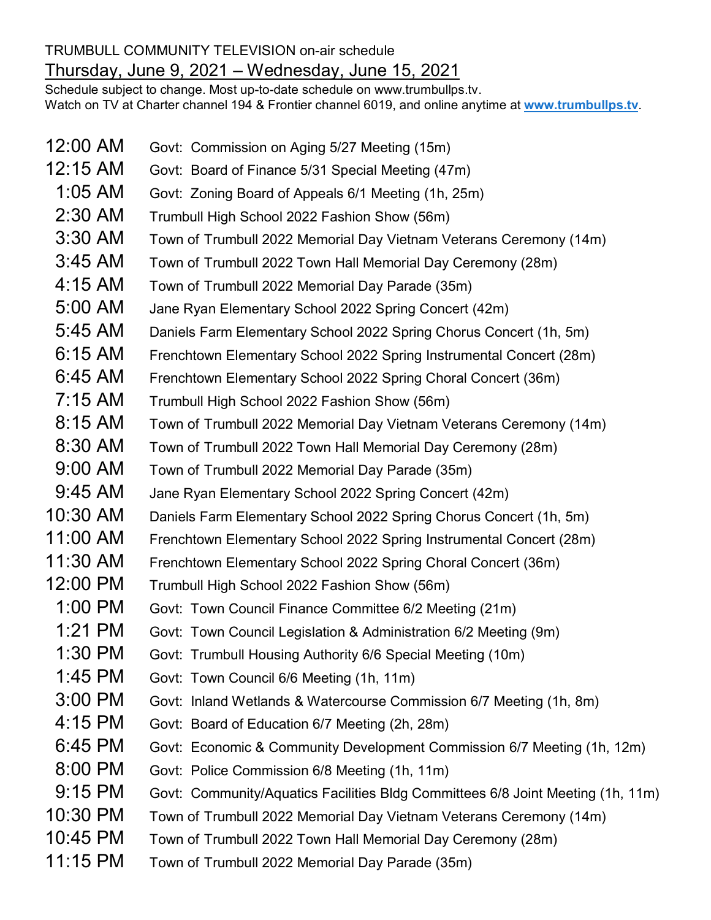TRUMBULL COMMUNITY TELEVISION on-air schedule

Thursday, June 9, 2021 – Wednesday, June 15, 2021

Schedule subject to change. Most up-to-date schedule on www.trumbullps.tv.
Watch on TV at Charter channel 194 & Frontier channel 6019, and online anytime at **www.trumbullps.tv**.

| | |
|---|---|
| 12:00 AM | Govt: Commission on Aging 5/27 Meeting (15m) |
| 12:15 AM | Govt: Board of Finance 5/31 Special Meeting (47m) |
| 1:05 AM | Govt: Zoning Board of Appeals 6/1 Meeting (1h, 25m) |
| 2:30 AM | Trumbull High School 2022 Fashion Show (56m) |
| 3:30 AM | Town of Trumbull 2022 Memorial Day Vietnam Veterans Ceremony (14m) |
| 3:45 AM | Town of Trumbull 2022 Town Hall Memorial Day Ceremony (28m) |
| 4:15 AM | Town of Trumbull 2022 Memorial Day Parade (35m) |
| 5:00 AM | Jane Ryan Elementary School 2022 Spring Concert (42m) |
| 5:45 AM | Daniels Farm Elementary School 2022 Spring Chorus Concert (1h, 5m) |
| 6:15 AM | Frenchtown Elementary School 2022 Spring Instrumental Concert (28m) |
| 6:45 AM | Frenchtown Elementary School 2022 Spring Choral Concert (36m) |
| 7:15 AM | Trumbull High School 2022 Fashion Show (56m) |
| 8:15 AM | Town of Trumbull 2022 Memorial Day Vietnam Veterans Ceremony (14m) |
| 8:30 AM | Town of Trumbull 2022 Town Hall Memorial Day Ceremony (28m) |
| 9:00 AM | Town of Trumbull 2022 Memorial Day Parade (35m) |
| 9:45 AM | Jane Ryan Elementary School 2022 Spring Concert (42m) |
| 10:30 AM | Daniels Farm Elementary School 2022 Spring Chorus Concert (1h, 5m) |
| 11:00 AM | Frenchtown Elementary School 2022 Spring Instrumental Concert (28m) |
| 11:30 AM | Frenchtown Elementary School 2022 Spring Choral Concert (36m) |
| 12:00 PM | Trumbull High School 2022 Fashion Show (56m) |
| 1:00 PM | Govt: Town Council Finance Committee 6/2 Meeting (21m) |
| 1:21 PM | Govt: Town Council Legislation & Administration 6/2 Meeting (9m) |
| 1:30 PM | Govt: Trumbull Housing Authority 6/6 Special Meeting (10m) |
| 1:45 PM | Govt: Town Council 6/6 Meeting (1h, 11m) |
| 3:00 PM | Govt: Inland Wetlands & Watercourse Commission 6/7 Meeting (1h, 8m) |
| 4:15 PM | Govt: Board of Education 6/7 Meeting (2h, 28m) |
| 6:45 PM | Govt: Economic & Community Development Commission 6/7 Meeting (1h, 12m) |
| 8:00 PM | Govt: Police Commission 6/8 Meeting (1h, 11m) |
| 9:15 PM | Govt: Community/Aquatics Facilities Bldg Committees 6/8 Joint Meeting (1h, 11m) |
| 10:30 PM | Town of Trumbull 2022 Memorial Day Vietnam Veterans Ceremony (14m) |
| 10:45 PM | Town of Trumbull 2022 Town Hall Memorial Day Ceremony (28m) |
| 11:15 PM | Town of Trumbull 2022 Memorial Day Parade (35m) |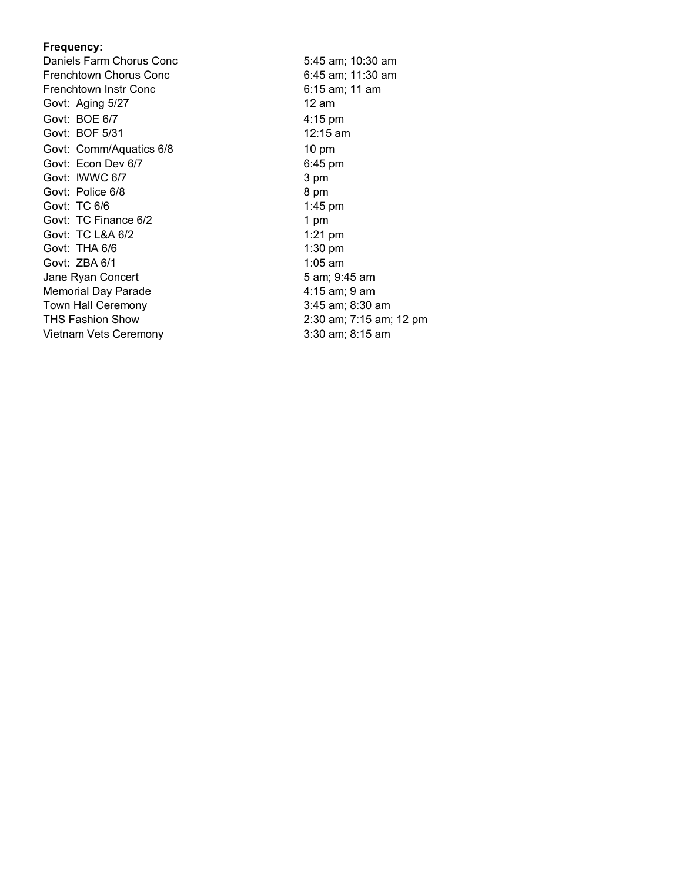**Frequency:**

| | |
|---|---|
| Daniels Farm Chorus Conc | 5:45 am; 10:30 am |
| Frenchtown Chorus Conc | 6:45 am; 11:30 am |
| Frenchtown Instr Conc | 6:15 am; 11 am |
| Govt: Aging 5/27 | 12 am |
| Govt: BOE 6/7 | 4:15 pm |
| Govt: BOF 5/31 | 12:15 am |
| Govt: Comm/Aquatics 6/8 | 10 pm |
| Govt: Econ Dev 6/7 | 6:45 pm |
| Govt: IWWC 6/7 | 3 pm |
| Govt: Police 6/8 | 8 pm |
| Govt: TC 6/6 | 1:45 pm |
| Govt: TC Finance 6/2 | 1 pm |
| Govt: TC L&A 6/2 | 1:21 pm |
| Govt: THA 6/6 | 1:30 pm |
| Govt: ZBA 6/1 | 1:05 am |
| Jane Ryan Concert | 5 am; 9:45 am |
| Memorial Day Parade | 4:15 am; 9 am |
| Town Hall Ceremony | 3:45 am; 8:30 am |
| THS Fashion Show | 2:30 am; 7:15 am; 12 pm |
| Vietnam Vets Ceremony | 3:30 am; 8:15 am |